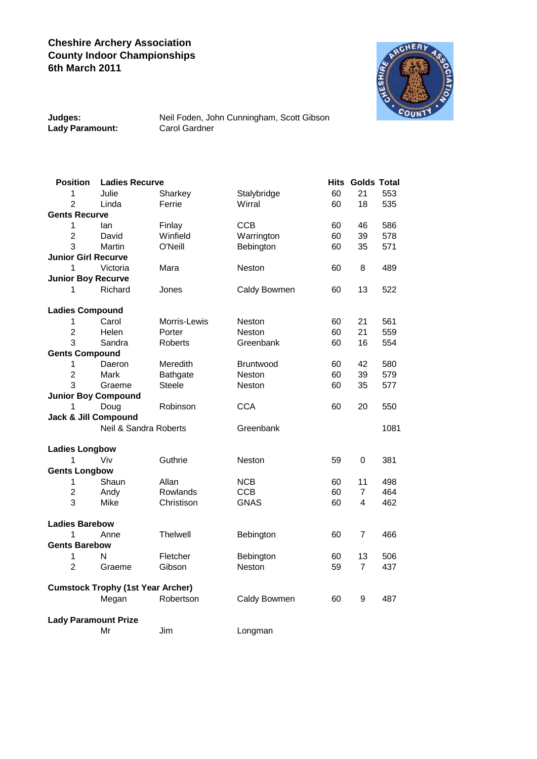**Cheshire Archery Association**
**County Indoor Championships**
**6th March 2011**

**Judges:** Neil Foden, John Cunningham, Scott Gibson
**Lady Paramount:** Carol Gardner

| Position | | | | Hits | Golds | Total |
|---|---|---|---|---|---|---|
| **Ladies Recurve** | | | | | | |
| 1 | Julie | Sharkey | Stalybridge | 60 | 21 | 553 |
| 2 | Linda | Ferrie | Wirral | 60 | 18 | 535 |
| **Gents Recurve** | | | | | | |
| 1 | Ian | Finlay | CCB | 60 | 46 | 586 |
| 2 | David | Winfield | Warrington | 60 | 39 | 578 |
| 3 | Martin | O'Neill | Bebington | 60 | 35 | 571 |
| **Junior Girl Recurve** | | | | | | |
| 1 | Victoria | Mara | Neston | 60 | 8 | 489 |
| **Junior Boy Recurve** | | | | | | |
| 1 | Richard | Jones | Caldy Bowmen | 60 | 13 | 522 |
| **Ladies Compound** | | | | | | |
| 1 | Carol | Morris-Lewis | Neston | 60 | 21 | 561 |
| 2 | Helen | Porter | Neston | 60 | 21 | 559 |
| 3 | Sandra | Roberts | Greenbank | 60 | 16 | 554 |
| **Gents Compound** | | | | | | |
| 1 | Daeron | Meredith | Bruntwood | 60 | 42 | 580 |
| 2 | Mark | Bathgate | Neston | 60 | 39 | 579 |
| 3 | Graeme | Steele | Neston | 60 | 35 | 577 |
| **Junior Boy Compound** | | | | | | |
| 1 | Doug | Robinson | CCA | 60 | 20 | 550 |
| **Jack & Jill Compound** | | | | | | |
| | Neil & Sandra Roberts | | Greenbank | | | 1081 |
| **Ladies Longbow** | | | | | | |
| 1 | Viv | Guthrie | Neston | 59 | 0 | 381 |
| **Gents Longbow** | | | | | | |
| 1 | Shaun | Allan | NCB | 60 | 11 | 498 |
| 2 | Andy | Rowlands | CCB | 60 | 7 | 464 |
| 3 | Mike | Christison | GNAS | 60 | 4 | 462 |
| **Ladies Barebow** | | | | | | |
| 1 | Anne | Thelwell | Bebington | 60 | 7 | 466 |
| **Gents Barebow** | | | | | | |
| 1 | N | Fletcher | Bebington | 60 | 13 | 506 |
| 2 | Graeme | Gibson | Neston | 59 | 7 | 437 |
| **Cumstock Trophy (1st Year Archer)** | | | | | | |
| | Megan | Robertson | Caldy Bowmen | 60 | 9 | 487 |
| **Lady Paramount Prize** | | | | | | |
| | Mr | Jim | Longman | | | |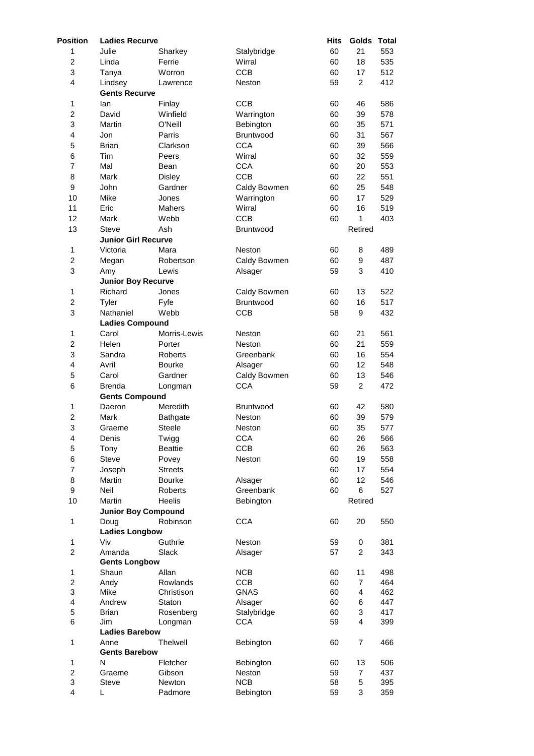| Position | Ladies Recurve | | | Hits | Golds | Total |
|---|---|---|---|---|---|---|
| 1 | Julie | Sharkey | Stalybridge | 60 | 21 | 553 |
| 2 | Linda | Ferrie | Wirral | 60 | 18 | 535 |
| 3 | Tanya | Worron | CCB | 60 | 17 | 512 |
| 4 | Lindsey | Lawrence | Neston | 59 | 2 | 412 |
| | **Gents Recurve** | | | | | |
| 1 | Ian | Finlay | CCB | 60 | 46 | 586 |
| 2 | David | Winfield | Warrington | 60 | 39 | 578 |
| 3 | Martin | O'Neill | Bebington | 60 | 35 | 571 |
| 4 | Jon | Parris | Bruntwood | 60 | 31 | 567 |
| 5 | Brian | Clarkson | CCA | 60 | 39 | 566 |
| 6 | Tim | Peers | Wirral | 60 | 32 | 559 |
| 7 | Mal | Bean | CCA | 60 | 20 | 553 |
| 8 | Mark | Disley | CCB | 60 | 22 | 551 |
| 9 | John | Gardner | Caldy Bowmen | 60 | 25 | 548 |
| 10 | Mike | Jones | Warrington | 60 | 17 | 529 |
| 11 | Eric | Mahers | Wirral | 60 | 16 | 519 |
| 12 | Mark | Webb | CCB | 60 | 1 | 403 |
| 13 | Steve | Ash | Bruntwood | | Retired | |
| | **Junior Girl Recurve** | | | | | |
| 1 | Victoria | Mara | Neston | 60 | 8 | 489 |
| 2 | Megan | Robertson | Caldy Bowmen | 60 | 9 | 487 |
| 3 | Amy | Lewis | Alsager | 59 | 3 | 410 |
| | **Junior Boy Recurve** | | | | | |
| 1 | Richard | Jones | Caldy Bowmen | 60 | 13 | 522 |
| 2 | Tyler | Fyfe | Bruntwood | 60 | 16 | 517 |
| 3 | Nathaniel | Webb | CCB | 58 | 9 | 432 |
| | **Ladies Compound** | | | | | |
| 1 | Carol | Morris-Lewis | Neston | 60 | 21 | 561 |
| 2 | Helen | Porter | Neston | 60 | 21 | 559 |
| 3 | Sandra | Roberts | Greenbank | 60 | 16 | 554 |
| 4 | Avril | Bourke | Alsager | 60 | 12 | 548 |
| 5 | Carol | Gardner | Caldy Bowmen | 60 | 13 | 546 |
| 6 | Brenda | Longman | CCA | 59 | 2 | 472 |
| | **Gents Compound** | | | | | |
| 1 | Daeron | Meredith | Bruntwood | 60 | 42 | 580 |
| 2 | Mark | Bathgate | Neston | 60 | 39 | 579 |
| 3 | Graeme | Steele | Neston | 60 | 35 | 577 |
| 4 | Denis | Twigg | CCA | 60 | 26 | 566 |
| 5 | Tony | Beattie | CCB | 60 | 26 | 563 |
| 6 | Steve | Povey | Neston | 60 | 19 | 558 |
| 7 | Joseph | Streets | | 60 | 17 | 554 |
| 8 | Martin | Bourke | Alsager | 60 | 12 | 546 |
| 9 | Neil | Roberts | Greenbank | 60 | 6 | 527 |
| 10 | Martin | Heelis | Bebington | | Retired | |
| | **Junior Boy Compound** | | | | | |
| 1 | Doug | Robinson | CCA | 60 | 20 | 550 |
| | **Ladies Longbow** | | | | | |
| 1 | Viv | Guthrie | Neston | 59 | 0 | 381 |
| 2 | Amanda | Slack | Alsager | 57 | 2 | 343 |
| | **Gents Longbow** | | | | | |
| 1 | Shaun | Allan | NCB | 60 | 11 | 498 |
| 2 | Andy | Rowlands | CCB | 60 | 7 | 464 |
| 3 | Mike | Christison | GNAS | 60 | 4 | 462 |
| 4 | Andrew | Staton | Alsager | 60 | 6 | 447 |
| 5 | Brian | Rosenberg | Stalybridge | 60 | 3 | 417 |
| 6 | Jim | Longman | CCA | 59 | 4 | 399 |
| | **Ladies Barebow** | | | | | |
| 1 | Anne | Thelwell | Bebington | 60 | 7 | 466 |
| | **Gents Barebow** | | | | | |
| 1 | N | Fletcher | Bebington | 60 | 13 | 506 |
| 2 | Graeme | Gibson | Neston | 59 | 7 | 437 |
| 3 | Steve | Newton | NCB | 58 | 5 | 395 |
| 4 | L | Padmore | Bebington | 59 | 3 | 359 |